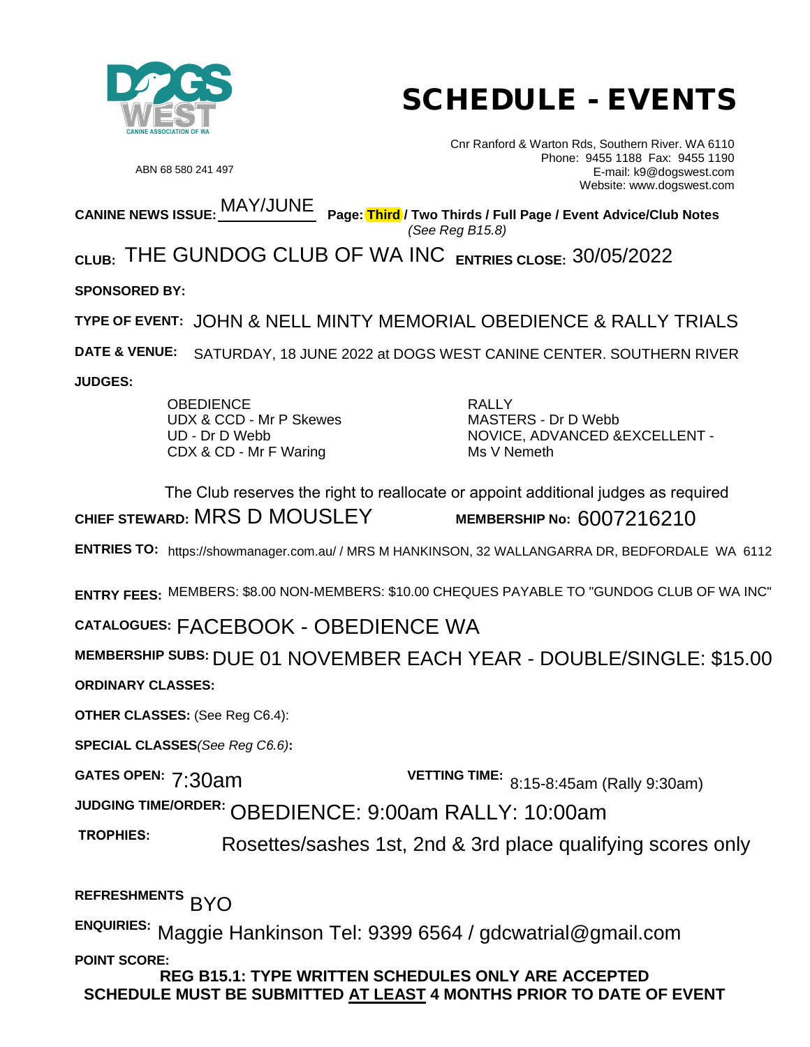# SCHEDULE - EVENTS

ABN 68 580 241 497

Cnr Ranford & Warton Rds, Southern River. WA 6110
Phone: 9455 1188 Fax: 9455 1190
E-mail: k9@dogswest.com
Website: www.dogswest.com

**CANINE NEWS ISSUE:** MAY/JUNE **Page: Third / Two Thirds / Full Page / Event Advice/Club Notes** *(See Reg B15.8)*

**CLUB:** THE GUNDOG CLUB OF WA INC **ENTRIES CLOSE:** 30/05/2022

**SPONSORED BY:**

**TYPE OF EVENT:** JOHN & NELL MINTY MEMORIAL OBEDIENCE & RALLY TRIALS

**DATE & VENUE:** SATURDAY, 18 JUNE 2022 at DOGS WEST CANINE CENTER. SOUTHERN RIVER

**JUDGES:**

OBEDIENCE
UDX & CCD - Mr P Skewes
UD - Dr D Webb
CDX & CD - Mr F Waring

RALLY
MASTERS - Dr D Webb
NOVICE, ADVANCED &EXCELLENT - Ms V Nemeth

The Club reserves the right to reallocate or appoint additional judges as required

**CHIEF STEWARD:** MRS D MOUSLEY **MEMBERSHIP No:** 6007216210

**ENTRIES TO:** https://showmanager.com.au/ / MRS M HANKINSON, 32 WALLANGARRA DR, BEDFORDALE WA 6112

**ENTRY FEES:** MEMBERS: $8.00 NON-MEMBERS: $10.00 CHEQUES PAYABLE TO "GUNDOG CLUB OF WA INC"

**CATALOGUES:** FACEBOOK - OBEDIENCE WA

**MEMBERSHIP SUBS:** DUE 01 NOVEMBER EACH YEAR - DOUBLE/SINGLE: $15.00

**ORDINARY CLASSES:**

**OTHER CLASSES:** (See Reg C6.4):

**SPECIAL CLASSES***(See Reg C6.6)***:**

**GATES OPEN:** 7:30am **VETTING TIME:** 8:15-8:45am (Rally 9:30am)

**JUDGING TIME/ORDER:** OBEDIENCE: 9:00am RALLY: 10:00am

**TROPHIES:** Rosettes/sashes 1st, 2nd & 3rd place qualifying scores only

**REFRESHMENTS** BYO

**ENQUIRIES:** Maggie Hankinson Tel: 9399 6564 / gdcwatrial@gmail.com

**POINT SCORE:**

**REG B15.1: TYPE WRITTEN SCHEDULES ONLY ARE ACCEPTED**
**SCHEDULE MUST BE SUBMITTED AT LEAST 4 MONTHS PRIOR TO DATE OF EVENT**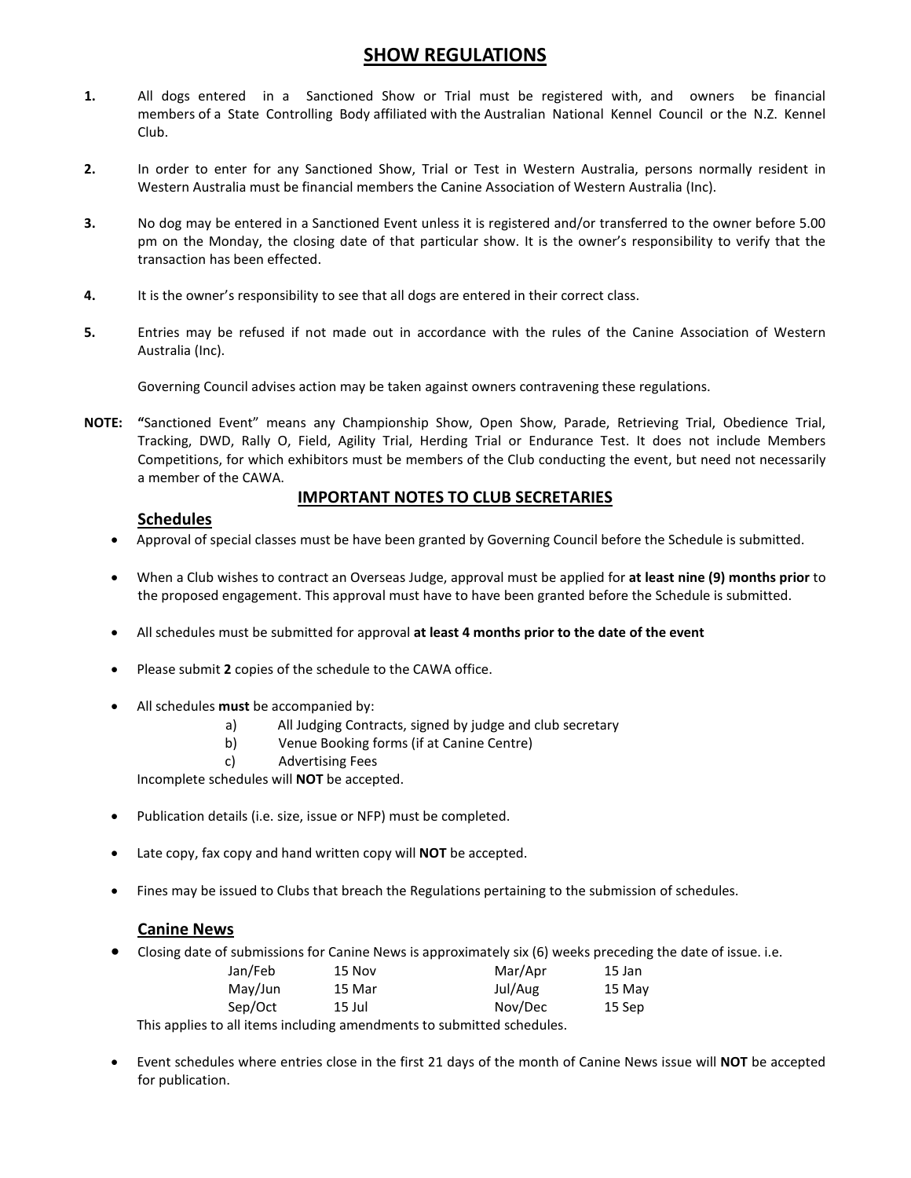# SHOW REGULATIONS

1. All dogs entered in a Sanctioned Show or Trial must be registered with, and owners be financial members of a State Controlling Body affiliated with the Australian National Kennel Council or the N.Z. Kennel Club.

2. In order to enter for any Sanctioned Show, Trial or Test in Western Australia, persons normally resident in Western Australia must be financial members the Canine Association of Western Australia (Inc).

3. No dog may be entered in a Sanctioned Event unless it is registered and/or transferred to the owner before 5.00 pm on the Monday, the closing date of that particular show. It is the owner's responsibility to verify that the transaction has been effected.

4. It is the owner's responsibility to see that all dogs are entered in their correct class.

5. Entries may be refused if not made out in accordance with the rules of the Canine Association of Western Australia (Inc).

   Governing Council advises action may be taken against owners contravening these regulations.

**NOTE:** "Sanctioned Event" means any Championship Show, Open Show, Parade, Retrieving Trial, Obedience Trial, Tracking, DWD, Rally O, Field, Agility Trial, Herding Trial or Endurance Test. It does not include Members Competitions, for which exhibitors must be members of the Club conducting the event, but need not necessarily a member of the CAWA.

## IMPORTANT NOTES TO CLUB SECRETARIES

### Schedules

- Approval of special classes must be have been granted by Governing Council before the Schedule is submitted.

- When a Club wishes to contract an Overseas Judge, approval must be applied for **at least nine (9) months prior** to the proposed engagement. This approval must have to have been granted before the Schedule is submitted.

- All schedules must be submitted for approval **at least 4 months prior to the date of the event**

- Please submit **2** copies of the schedule to the CAWA office.

- All schedules **must** be accompanied by:
  - a) All Judging Contracts, signed by judge and club secretary
  - b) Venue Booking forms (if at Canine Centre)
  - c) Advertising Fees

  Incomplete schedules will **NOT** be accepted.

- Publication details (i.e. size, issue or NFP) must be completed.

- Late copy, fax copy and hand written copy will **NOT** be accepted.

- Fines may be issued to Clubs that breach the Regulations pertaining to the submission of schedules.

### Canine News

- Closing date of submissions for Canine News is approximately six (6) weeks preceding the date of issue. i.e.

| | | | |
|---|---|---|---|
| Jan/Feb | 15 Nov | Mar/Apr | 15 Jan |
| May/Jun | 15 Mar | Jul/Aug | 15 May |
| Sep/Oct | 15 Jul | Nov/Dec | 15 Sep |

  This applies to all items including amendments to submitted schedules.

- Event schedules where entries close in the first 21 days of the month of Canine News issue will **NOT** be accepted for publication.